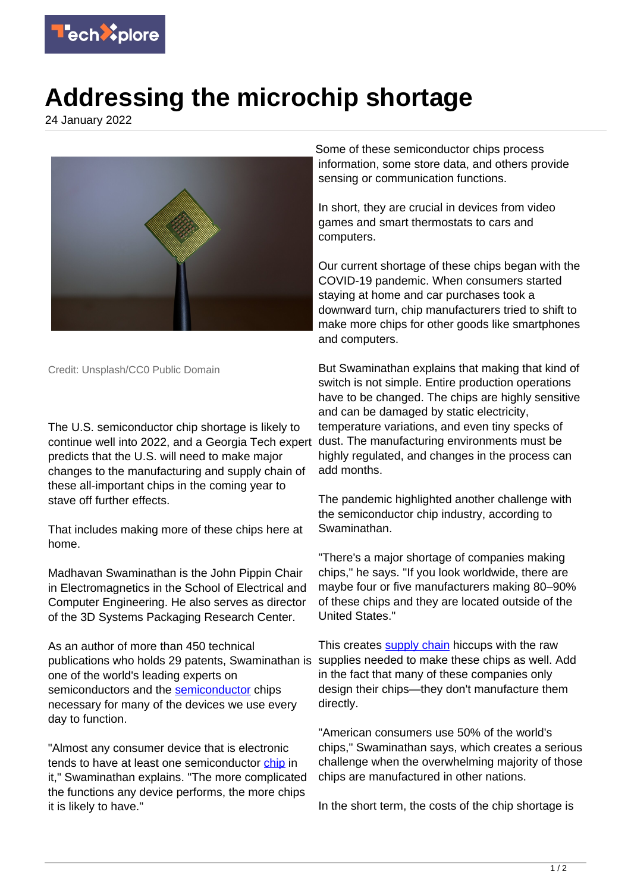# Addressing the microchip shortage

24 January 2022

Credit: Unsplash/CC0 Public Domain

The U.S. semiconductor chip shortage is likely to continue well into 2022, and a Georgia Tech expert predicts that the U.S. will need to make major changes to the manufacturing and supply chain of these all-important chips in the coming year to stave off further effects.

That includes making more of these chips here at home.

Madhavan Swaminathan is the John Pippin Chair in Electromagnetics in the School of Electrical and Computer Engineering. He also serves as director of the 3D Systems Packaging Research Center.

As an author of more than 450 technical publications who holds 29 patents, Swaminathan is one of the world's leading experts on semiconductors and the semiconductor chips necessary for many of the devices we use every day to function.

"Almost any consumer device that is electronic tends to have at least one semiconductor chip in it," Swaminathan explains. "The more complicated the functions any device performs, the more chips it is likely to have."

Some of these semiconductor chips process information, some store data, and others provide sensing or communication functions.

In short, they are crucial in devices from video games and smart thermostats to cars and computers.

Our current shortage of these chips began with the COVID-19 pandemic. When consumers started staying at home and car purchases took a downward turn, chip manufacturers tried to shift to make more chips for other goods like smartphones and computers.

But Swaminathan explains that making that kind of switch is not simple. Entire production operations have to be changed. The chips are highly sensitive and can be damaged by static electricity, temperature variations, and even tiny specks of dust. The manufacturing environments must be highly regulated, and changes in the process can add months.

The pandemic highlighted another challenge with the semiconductor chip industry, according to Swaminathan.

"There's a major shortage of companies making chips," he says. "If you look worldwide, there are maybe four or five manufacturers making 80–90% of these chips and they are located outside of the United States."

This creates supply chain hiccups with the raw supplies needed to make these chips as well. Add in the fact that many of these companies only design their chips—they don't manufacture them directly.

"American consumers use 50% of the world's chips," Swaminathan says, which creates a serious challenge when the overwhelming majority of those chips are manufactured in other nations.

In the short term, the costs of the chip shortage is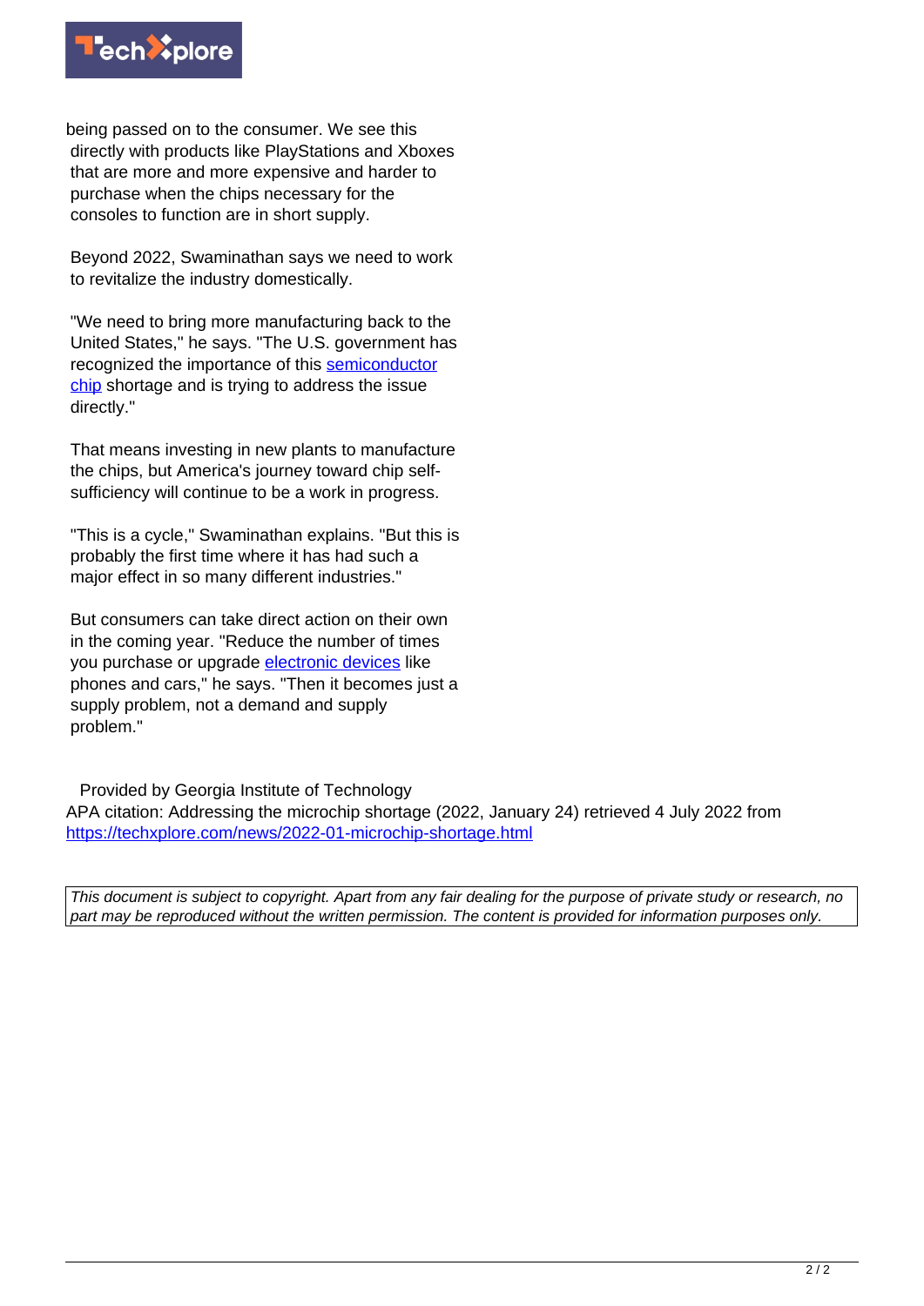being passed on to the consumer. We see this directly with products like PlayStations and Xboxes that are more and more expensive and harder to purchase when the chips necessary for the consoles to function are in short supply.

Beyond 2022, Swaminathan says we need to work to revitalize the industry domestically.

"We need to bring more manufacturing back to the United States," he says. "The U.S. government has recognized the importance of this semiconductor chip shortage and is trying to address the issue directly."

That means investing in new plants to manufacture the chips, but America's journey toward chip self-sufficiency will continue to be a work in progress.

"This is a cycle," Swaminathan explains. "But this is probably the first time where it has had such a major effect in so many different industries."

But consumers can take direct action on their own in the coming year. "Reduce the number of times you purchase or upgrade electronic devices like phones and cars," he says. "Then it becomes just a supply problem, not a demand and supply problem."

Provided by Georgia Institute of Technology

APA citation: Addressing the microchip shortage (2022, January 24) retrieved 4 July 2022 from https://techxplore.com/news/2022-01-microchip-shortage.html

*This document is subject to copyright. Apart from any fair dealing for the purpose of private study or research, no part may be reproduced without the written permission. The content is provided for information purposes only.*